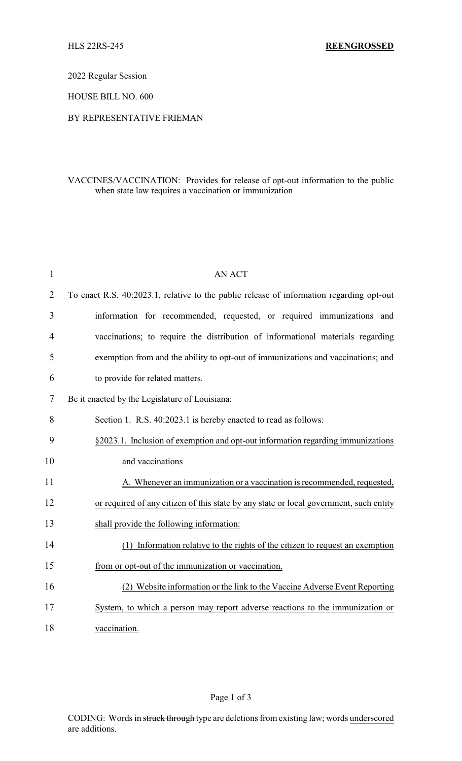HLS 22RS-245 **REENGROSSED**

2022 Regular Session

HOUSE BILL NO. 600

BY REPRESENTATIVE FRIEMAN

VACCINES/VACCINATION: Provides for release of opt-out information to the public when state law requires a vaccination or immunization

AN ACT

To enact R.S. 40:2023.1, relative to the public release of information regarding opt-out information for recommended, requested, or required immunizations and vaccinations; to require the distribution of informational materials regarding exemption from and the ability to opt-out of immunizations and vaccinations; and to provide for related matters.

Be it enacted by the Legislature of Louisiana:

Section 1. R.S. 40:2023.1 is hereby enacted to read as follows:

<u>§2023.1. Inclusion of exemption and opt-out information regarding immunizations and vaccinations</u>

<u>A. Whenever an immunization or a vaccination is recommended, requested, or required of any citizen of this state by any state or local government, such entity shall provide the following information:</u>

<u>(1) Information relative to the rights of the citizen to request an exemption from or opt-out of the immunization or vaccination.</u>

<u>(2) Website information or the link to the Vaccine Adverse Event Reporting System, to which a person may report adverse reactions to the immunization or vaccination.</u>

CODING: Words in ~~struck through~~ type are deletions from existing law; words <u>underscored</u> are additions.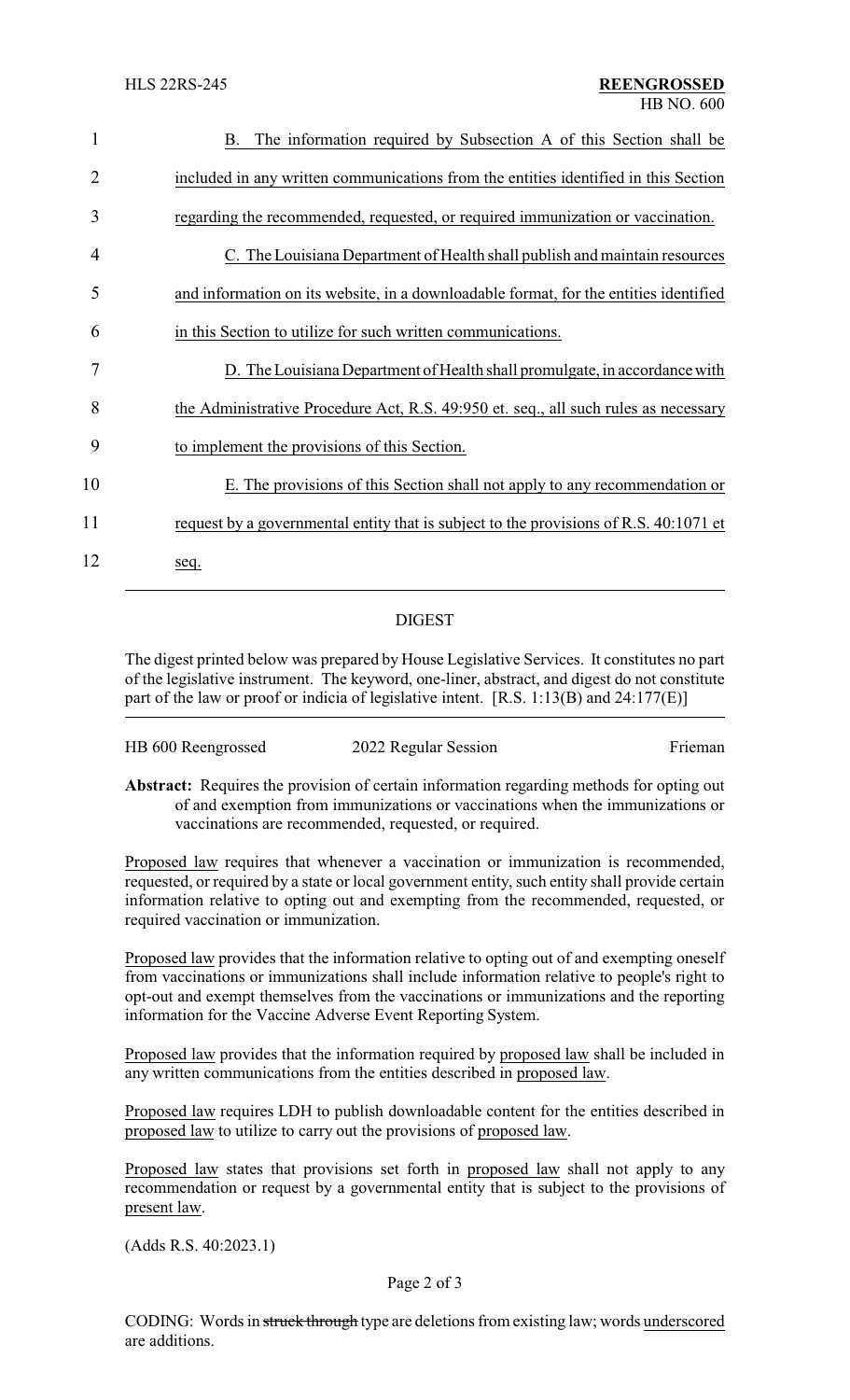B. The information required by Subsection A of this Section shall be included in any written communications from the entities identified in this Section regarding the recommended, requested, or required immunization or vaccination.

C. The Louisiana Department of Health shall publish and maintain resources and information on its website, in a downloadable format, for the entities identified in this Section to utilize for such written communications.

D. The Louisiana Department of Health shall promulgate, in accordance with the Administrative Procedure Act, R.S. 49:950 et. seq., all such rules as necessary to implement the provisions of this Section.

E. The provisions of this Section shall not apply to any recommendation or request by a governmental entity that is subject to the provisions of R.S. 40:1071 et seq.

## DIGEST

The digest printed below was prepared by House Legislative Services. It constitutes no part of the legislative instrument. The keyword, one-liner, abstract, and digest do not constitute part of the law or proof or indicia of legislative intent. [R.S. 1:13(B) and 24:177(E)]

HB 600 Reengrossed — 2022 Regular Session — Frieman

**Abstract:** Requires the provision of certain information regarding methods for opting out of and exemption from immunizations or vaccinations when the immunizations or vaccinations are recommended, requested, or required.

Proposed law requires that whenever a vaccination or immunization is recommended, requested, or required by a state or local government entity, such entity shall provide certain information relative to opting out and exempting from the recommended, requested, or required vaccination or immunization.

Proposed law provides that the information relative to opting out of and exempting oneself from vaccinations or immunizations shall include information relative to people's right to opt-out and exempt themselves from the vaccinations or immunizations and the reporting information for the Vaccine Adverse Event Reporting System.

Proposed law provides that the information required by proposed law shall be included in any written communications from the entities described in proposed law.

Proposed law requires LDH to publish downloadable content for the entities described in proposed law to utilize to carry out the provisions of proposed law.

Proposed law states that provisions set forth in proposed law shall not apply to any recommendation or request by a governmental entity that is subject to the provisions of present law.

(Adds R.S. 40:2023.1)

CODING: Words in ~~struck through~~ type are deletions from existing law; words underscored are additions.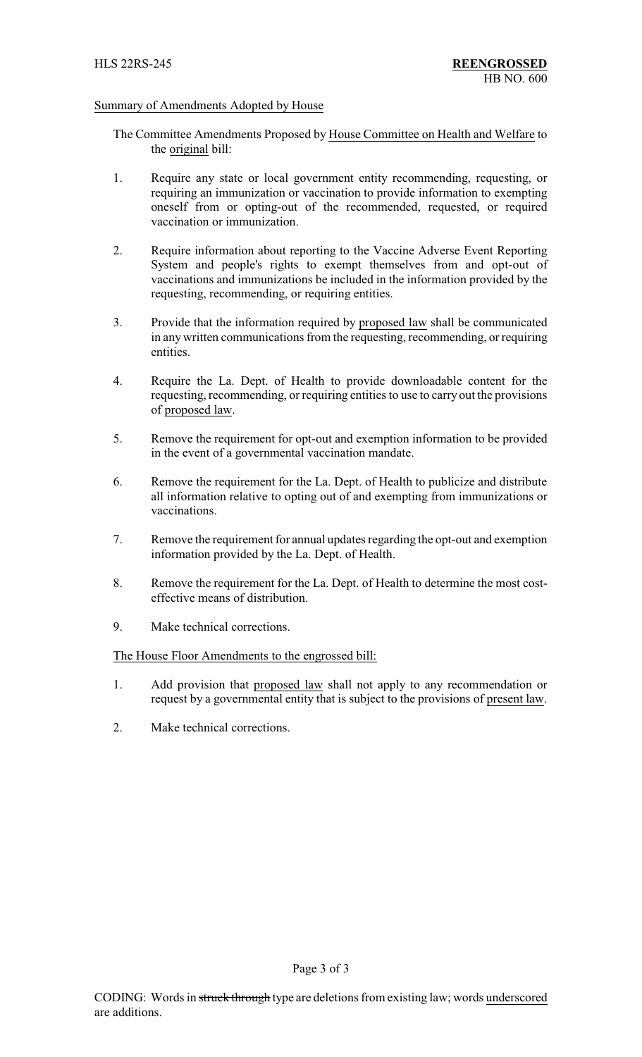Summary of Amendments Adopted by House

The Committee Amendments Proposed by House Committee on Health and Welfare to the original bill:

1. Require any state or local government entity recommending, requesting, or requiring an immunization or vaccination to provide information to exempting oneself from or opting-out of the recommended, requested, or required vaccination or immunization.

2. Require information about reporting to the Vaccine Adverse Event Reporting System and people's rights to exempt themselves from and opt-out of vaccinations and immunizations be included in the information provided by the requesting, recommending, or requiring entities.

3. Provide that the information required by proposed law shall be communicated in any written communications from the requesting, recommending, or requiring entities.

4. Require the La. Dept. of Health to provide downloadable content for the requesting, recommending, or requiring entities to use to carry out the provisions of proposed law.

5. Remove the requirement for opt-out and exemption information to be provided in the event of a governmental vaccination mandate.

6. Remove the requirement for the La. Dept. of Health to publicize and distribute all information relative to opting out of and exempting from immunizations or vaccinations.

7. Remove the requirement for annual updates regarding the opt-out and exemption information provided by the La. Dept. of Health.

8. Remove the requirement for the La. Dept. of Health to determine the most cost-effective means of distribution.

9. Make technical corrections.

The House Floor Amendments to the engrossed bill:

1. Add provision that proposed law shall not apply to any recommendation or request by a governmental entity that is subject to the provisions of present law.

2. Make technical corrections.

CODING: Words in ~~struck through~~ type are deletions from existing law; words underscored are additions.